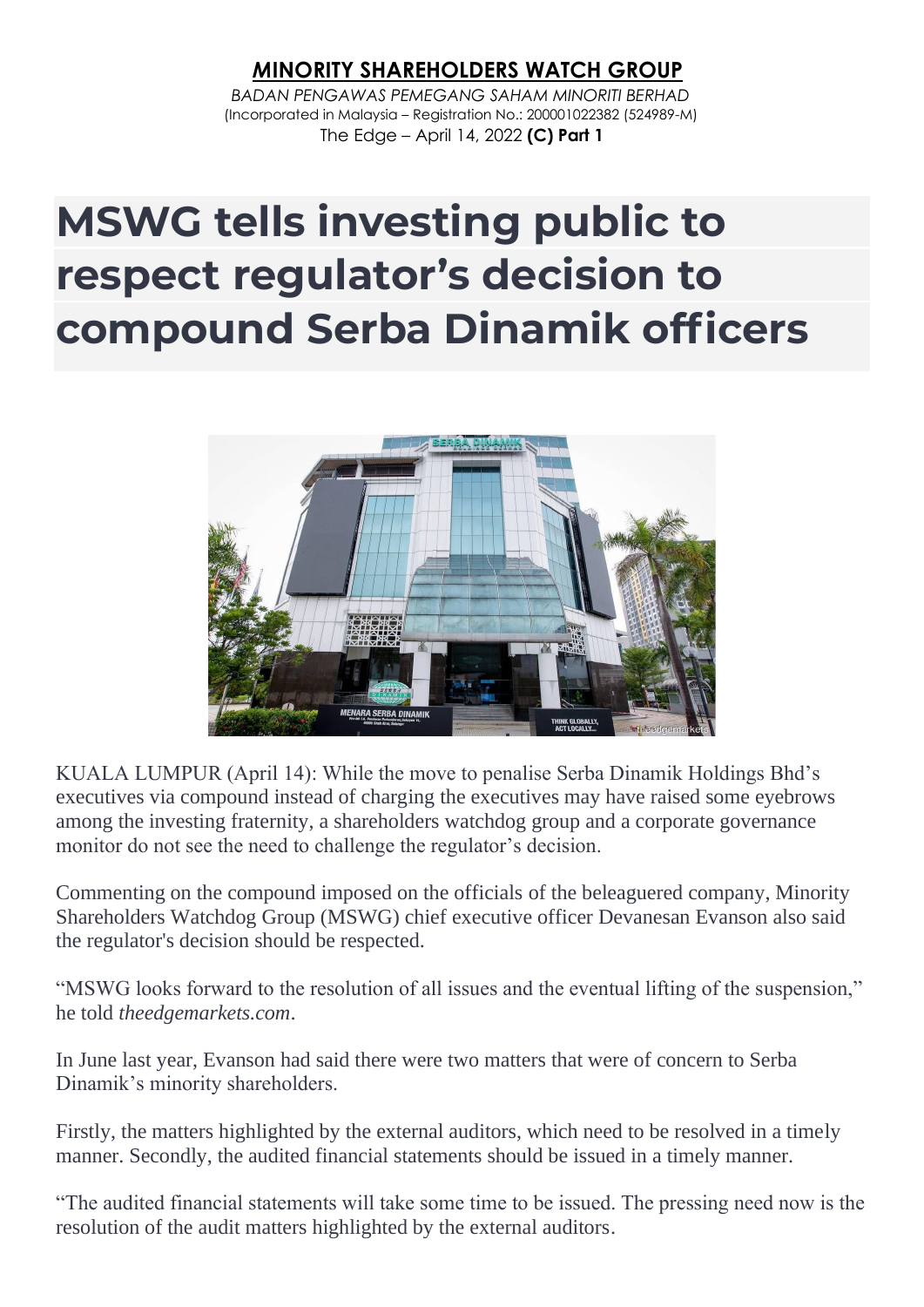**MINORITY SHAREHOLDERS WATCH GROUP**

*BADAN PENGAWAS PEMEGANG SAHAM MINORITI BERHAD*

(Incorporated in Malaysia – Registration No.: 200001022382 (524989-M)

The Edge – April 14, 2022 **(C) Part 1**

# MSWG tells investing public to respect regulator's decision to compound Serba Dinamik officers

KUALA LUMPUR (April 14): While the move to penalise Serba Dinamik Holdings Bhd's executives via compound instead of charging the executives may have raised some eyebrows among the investing fraternity, a shareholders watchdog group and a corporate governance monitor do not see the need to challenge the regulator's decision.

Commenting on the compound imposed on the officials of the beleaguered company, Minority Shareholders Watchdog Group (MSWG) chief executive officer Devanesan Evanson also said the regulator's decision should be respected.

"MSWG looks forward to the resolution of all issues and the eventual lifting of the suspension," he told *theedgemarkets.com*.

In June last year, Evanson had said there were two matters that were of concern to Serba Dinamik's minority shareholders.

Firstly, the matters highlighted by the external auditors, which need to be resolved in a timely manner. Secondly, the audited financial statements should be issued in a timely manner.

"The audited financial statements will take some time to be issued. The pressing need now is the resolution of the audit matters highlighted by the external auditors.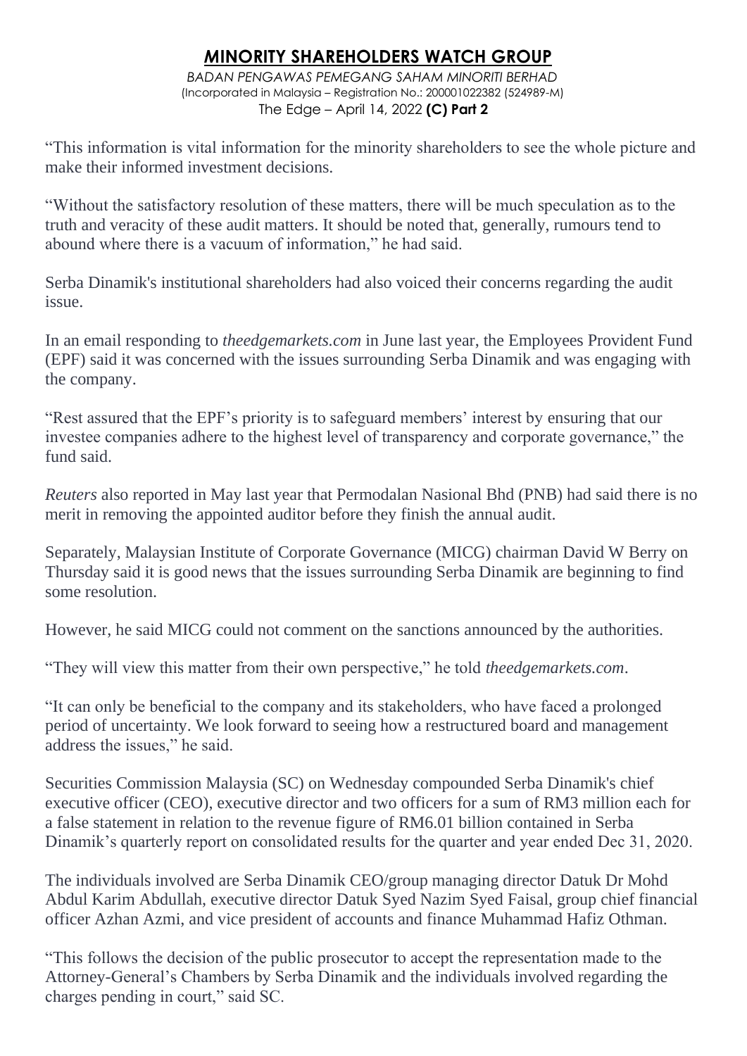"This information is vital information for the minority shareholders to see the whole picture and make their informed investment decisions.

"Without the satisfactory resolution of these matters, there will be much speculation as to the truth and veracity of these audit matters. It should be noted that, generally, rumours tend to abound where there is a vacuum of information," he had said.

Serba Dinamik's institutional shareholders had also voiced their concerns regarding the audit issue.

In an email responding to *theedgemarkets.com* in June last year, the Employees Provident Fund (EPF) said it was concerned with the issues surrounding Serba Dinamik and was engaging with the company.

"Rest assured that the EPF's priority is to safeguard members' interest by ensuring that our investee companies adhere to the highest level of transparency and corporate governance," the fund said.

*Reuters* also reported in May last year that Permodalan Nasional Bhd (PNB) had said there is no merit in removing the appointed auditor before they finish the annual audit.

Separately, Malaysian Institute of Corporate Governance (MICG) chairman David W Berry on Thursday said it is good news that the issues surrounding Serba Dinamik are beginning to find some resolution.

However, he said MICG could not comment on the sanctions announced by the authorities.

"They will view this matter from their own perspective," he told *theedgemarkets.com*.

"It can only be beneficial to the company and its stakeholders, who have faced a prolonged period of uncertainty. We look forward to seeing how a restructured board and management address the issues," he said.

Securities Commission Malaysia (SC) on Wednesday compounded Serba Dinamik's chief executive officer (CEO), executive director and two officers for a sum of RM3 million each for a false statement in relation to the revenue figure of RM6.01 billion contained in Serba Dinamik's quarterly report on consolidated results for the quarter and year ended Dec 31, 2020.

The individuals involved are Serba Dinamik CEO/group managing director Datuk Dr Mohd Abdul Karim Abdullah, executive director Datuk Syed Nazim Syed Faisal, group chief financial officer Azhan Azmi, and vice president of accounts and finance Muhammad Hafiz Othman.

"This follows the decision of the public prosecutor to accept the representation made to the Attorney-General's Chambers by Serba Dinamik and the individuals involved regarding the charges pending in court," said SC.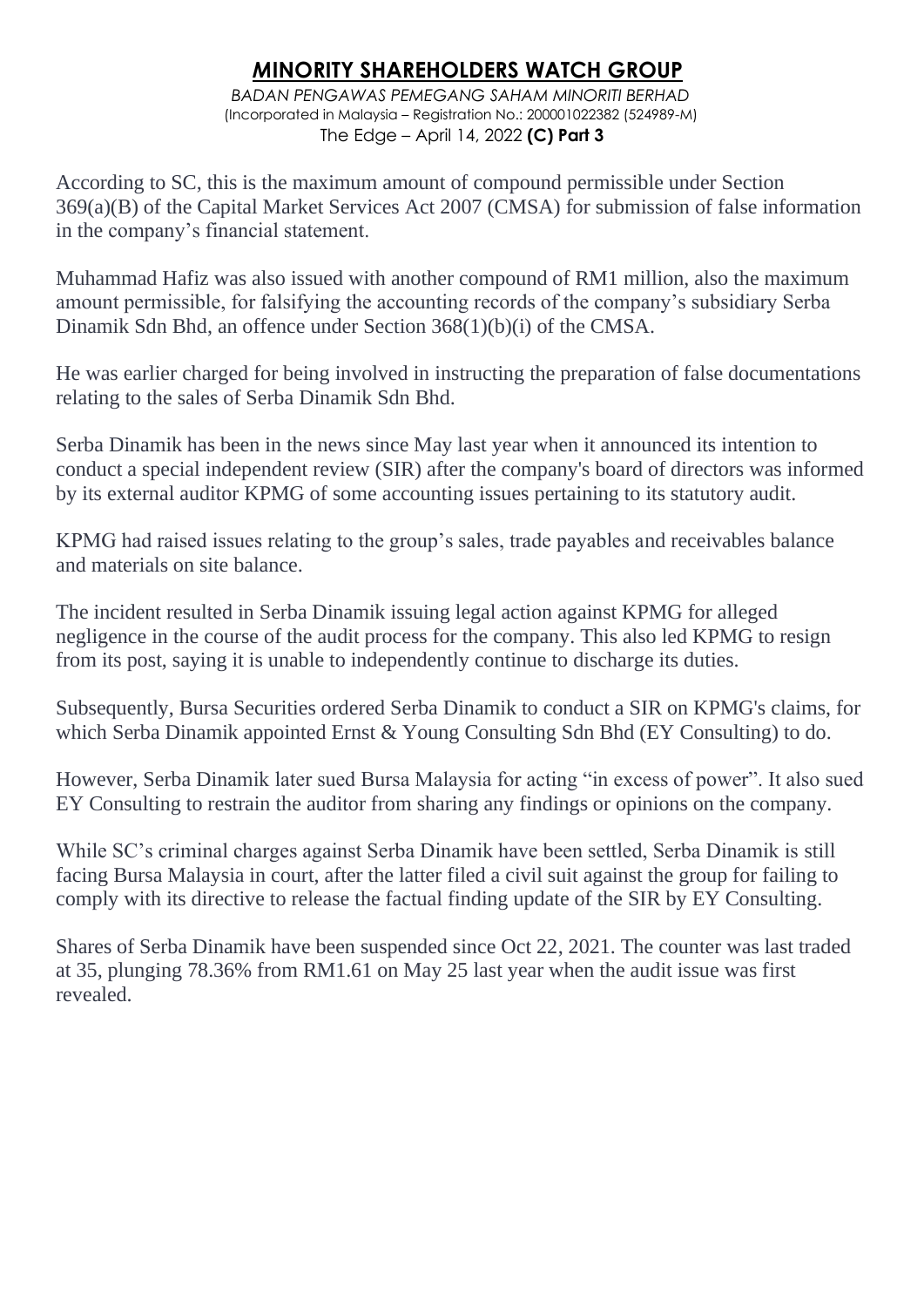According to SC, this is the maximum amount of compound permissible under Section 369(a)(B) of the Capital Market Services Act 2007 (CMSA) for submission of false information in the company's financial statement.

Muhammad Hafiz was also issued with another compound of RM1 million, also the maximum amount permissible, for falsifying the accounting records of the company's subsidiary Serba Dinamik Sdn Bhd, an offence under Section 368(1)(b)(i) of the CMSA.

He was earlier charged for being involved in instructing the preparation of false documentations relating to the sales of Serba Dinamik Sdn Bhd.

Serba Dinamik has been in the news since May last year when it announced its intention to conduct a special independent review (SIR) after the company's board of directors was informed by its external auditor KPMG of some accounting issues pertaining to its statutory audit.

KPMG had raised issues relating to the group's sales, trade payables and receivables balance and materials on site balance.

The incident resulted in Serba Dinamik issuing legal action against KPMG for alleged negligence in the course of the audit process for the company. This also led KPMG to resign from its post, saying it is unable to independently continue to discharge its duties.

Subsequently, Bursa Securities ordered Serba Dinamik to conduct a SIR on KPMG's claims, for which Serba Dinamik appointed Ernst & Young Consulting Sdn Bhd (EY Consulting) to do.

However, Serba Dinamik later sued Bursa Malaysia for acting "in excess of power". It also sued EY Consulting to restrain the auditor from sharing any findings or opinions on the company.

While SC's criminal charges against Serba Dinamik have been settled, Serba Dinamik is still facing Bursa Malaysia in court, after the latter filed a civil suit against the group for failing to comply with its directive to release the factual finding update of the SIR by EY Consulting.

Shares of Serba Dinamik have been suspended since Oct 22, 2021. The counter was last traded at 35, plunging 78.36% from RM1.61 on May 25 last year when the audit issue was first revealed.